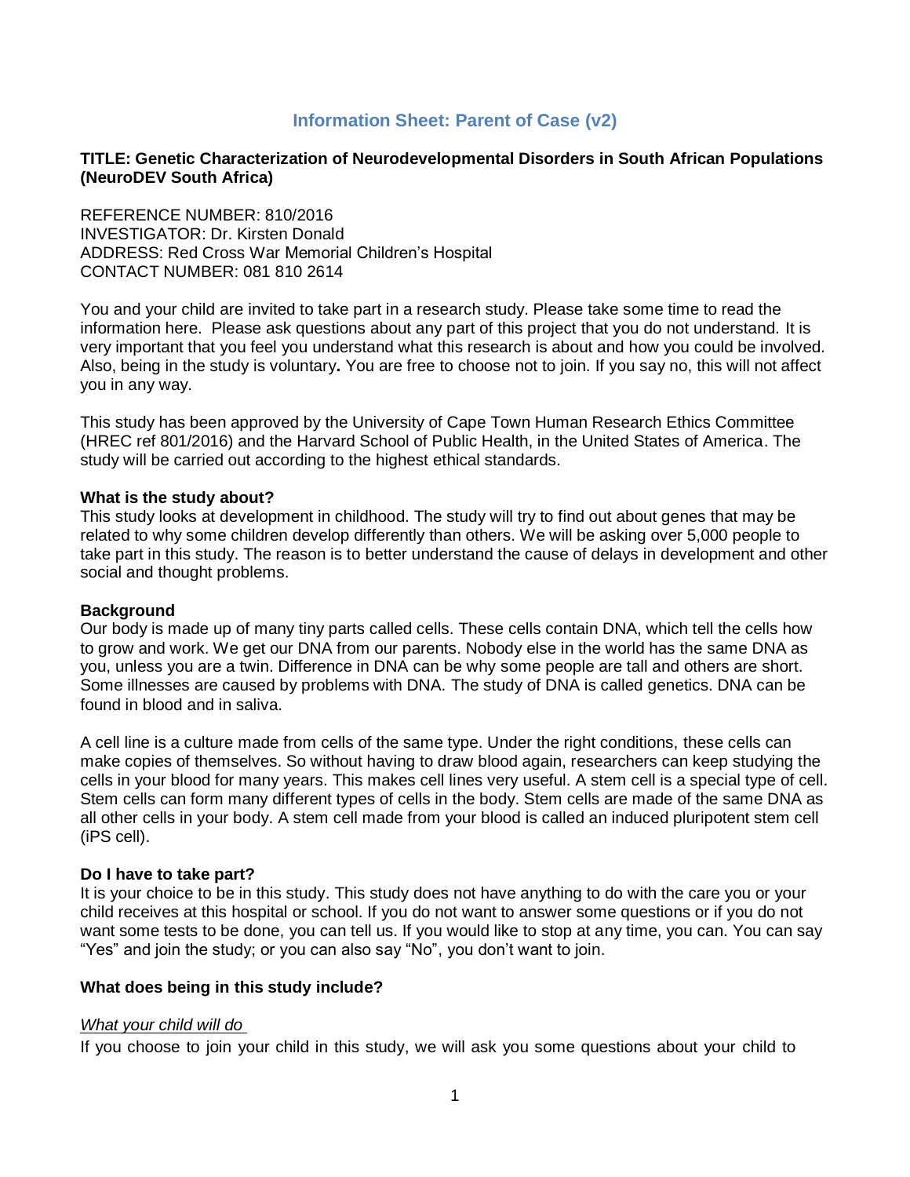# Information Sheet: Parent of Case (v2)

**TITLE: Genetic Characterization of Neurodevelopmental Disorders in South African Populations (NeuroDEV South Africa)**

REFERENCE NUMBER: 810/2016
INVESTIGATOR: Dr. Kirsten Donald
ADDRESS: Red Cross War Memorial Children's Hospital
CONTACT NUMBER: 081 810 2614

You and your child are invited to take part in a research study. Please take some time to read the information here. Please ask questions about any part of this project that you do not understand. It is very important that you feel you understand what this research is about and how you could be involved. Also, being in the study is voluntary**.** You are free to choose not to join. If you say no, this will not affect you in any way.

This study has been approved by the University of Cape Town Human Research Ethics Committee (HREC ref 801/2016) and the Harvard School of Public Health, in the United States of America. The study will be carried out according to the highest ethical standards.

**What is the study about?**
This study looks at development in childhood. The study will try to find out about genes that may be related to why some children develop differently than others. We will be asking over 5,000 people to take part in this study. The reason is to better understand the cause of delays in development and other social and thought problems.

**Background**
Our body is made up of many tiny parts called cells. These cells contain DNA, which tell the cells how to grow and work. We get our DNA from our parents. Nobody else in the world has the same DNA as you, unless you are a twin. Difference in DNA can be why some people are tall and others are short. Some illnesses are caused by problems with DNA. The study of DNA is called genetics. DNA can be found in blood and in saliva.

A cell line is a culture made from cells of the same type. Under the right conditions, these cells can make copies of themselves. So without having to draw blood again, researchers can keep studying the cells in your blood for many years. This makes cell lines very useful. A stem cell is a special type of cell. Stem cells can form many different types of cells in the body. Stem cells are made of the same DNA as all other cells in your body. A stem cell made from your blood is called an induced pluripotent stem cell (iPS cell).

**Do I have to take part?**
It is your choice to be in this study. This study does not have anything to do with the care you or your child receives at this hospital or school. If you do not want to answer some questions or if you do not want some tests to be done, you can tell us. If you would like to stop at any time, you can. You can say "Yes" and join the study; or you can also say "No", you don't want to join.

**What does being in this study include?**

*What your child will do*

If you choose to join your child in this study, we will ask you some questions about your child to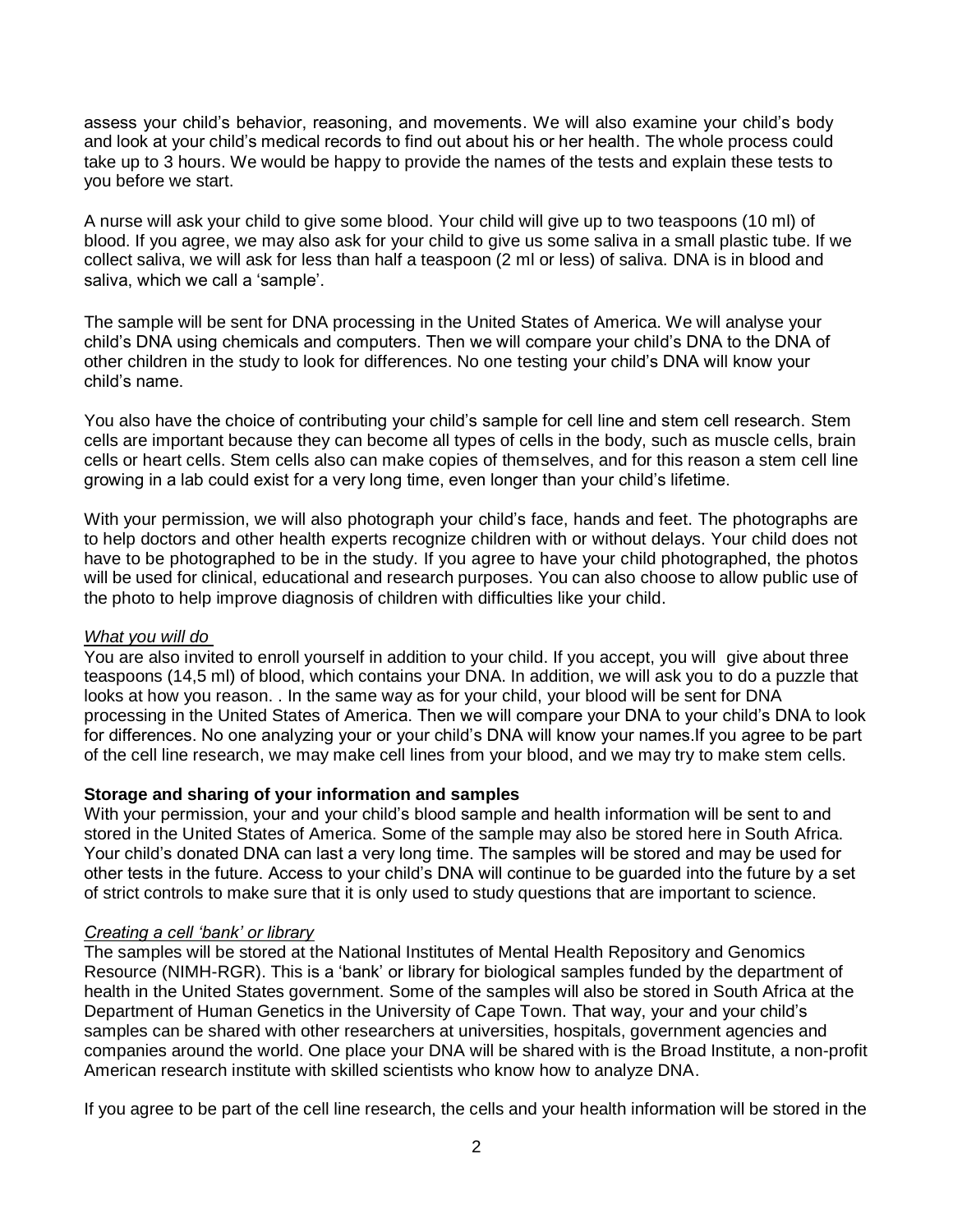assess your child's behavior, reasoning, and movements. We will also examine your child's body and look at your child's medical records to find out about his or her health. The whole process could take up to 3 hours. We would be happy to provide the names of the tests and explain these tests to you before we start.

A nurse will ask your child to give some blood. Your child will give up to two teaspoons (10 ml) of blood. If you agree, we may also ask for your child to give us some saliva in a small plastic tube. If we collect saliva, we will ask for less than half a teaspoon (2 ml or less) of saliva. DNA is in blood and saliva, which we call a 'sample'.

The sample will be sent for DNA processing in the United States of America. We will analyse your child's DNA using chemicals and computers. Then we will compare your child's DNA to the DNA of other children in the study to look for differences. No one testing your child's DNA will know your child's name.

You also have the choice of contributing your child's sample for cell line and stem cell research. Stem cells are important because they can become all types of cells in the body, such as muscle cells, brain cells or heart cells. Stem cells also can make copies of themselves, and for this reason a stem cell line growing in a lab could exist for a very long time, even longer than your child's lifetime.

With your permission, we will also photograph your child's face, hands and feet. The photographs are to help doctors and other health experts recognize children with or without delays. Your child does not have to be photographed to be in the study. If you agree to have your child photographed, the photos will be used for clinical, educational and research purposes. You can also choose to allow public use of the photo to help improve diagnosis of children with difficulties like your child.

*What you will do*

You are also invited to enroll yourself in addition to your child. If you accept, you will give about three teaspoons (14,5 ml) of blood, which contains your DNA. In addition, we will ask you to do a puzzle that looks at how you reason. . In the same way as for your child, your blood will be sent for DNA processing in the United States of America. Then we will compare your DNA to your child's DNA to look for differences. No one analyzing your or your child's DNA will know your names.If you agree to be part of the cell line research, we may make cell lines from your blood, and we may try to make stem cells.

**Storage and sharing of your information and samples**

With your permission, your and your child's blood sample and health information will be sent to and stored in the United States of America. Some of the sample may also be stored here in South Africa. Your child's donated DNA can last a very long time. The samples will be stored and may be used for other tests in the future. Access to your child's DNA will continue to be guarded into the future by a set of strict controls to make sure that it is only used to study questions that are important to science.

*Creating a cell 'bank' or library*

The samples will be stored at the National Institutes of Mental Health Repository and Genomics Resource (NIMH-RGR). This is a 'bank' or library for biological samples funded by the department of health in the United States government. Some of the samples will also be stored in South Africa at the Department of Human Genetics in the University of Cape Town. That way, your and your child's samples can be shared with other researchers at universities, hospitals, government agencies and companies around the world. One place your DNA will be shared with is the Broad Institute, a non-profit American research institute with skilled scientists who know how to analyze DNA.

If you agree to be part of the cell line research, the cells and your health information will be stored in the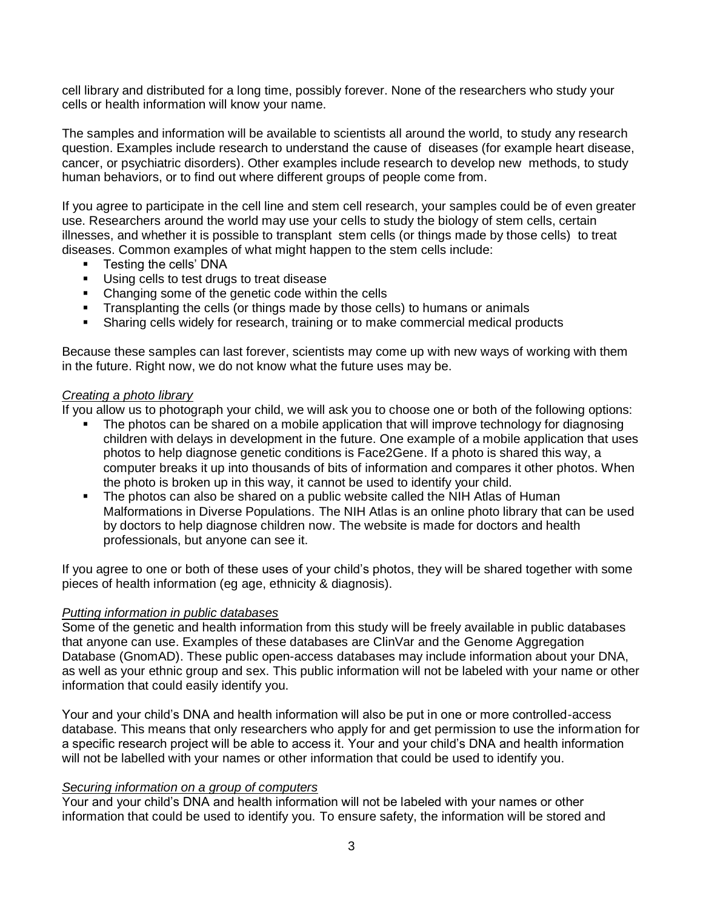cell library and distributed for a long time, possibly forever. None of the researchers who study your cells or health information will know your name.

The samples and information will be available to scientists all around the world, to study any research question. Examples include research to understand the cause of diseases (for example heart disease, cancer, or psychiatric disorders). Other examples include research to develop new methods, to study human behaviors, or to find out where different groups of people come from.

If you agree to participate in the cell line and stem cell research, your samples could be of even greater use. Researchers around the world may use your cells to study the biology of stem cells, certain illnesses, and whether it is possible to transplant stem cells (or things made by those cells) to treat diseases. Common examples of what might happen to the stem cells include:

- Testing the cells' DNA
- Using cells to test drugs to treat disease
- Changing some of the genetic code within the cells
- Transplanting the cells (or things made by those cells) to humans or animals
- Sharing cells widely for research, training or to make commercial medical products

Because these samples can last forever, scientists may come up with new ways of working with them in the future. Right now, we do not know what the future uses may be.

*Creating a photo library*

If you allow us to photograph your child, we will ask you to choose one or both of the following options:

- The photos can be shared on a mobile application that will improve technology for diagnosing children with delays in development in the future. One example of a mobile application that uses photos to help diagnose genetic conditions is Face2Gene. If a photo is shared this way, a computer breaks it up into thousands of bits of information and compares it other photos. When the photo is broken up in this way, it cannot be used to identify your child.
- The photos can also be shared on a public website called the NIH Atlas of Human Malformations in Diverse Populations. The NIH Atlas is an online photo library that can be used by doctors to help diagnose children now. The website is made for doctors and health professionals, but anyone can see it.

If you agree to one or both of these uses of your child's photos, they will be shared together with some pieces of health information (eg age, ethnicity & diagnosis).

*Putting information in public databases*

Some of the genetic and health information from this study will be freely available in public databases that anyone can use. Examples of these databases are ClinVar and the Genome Aggregation Database (GnomAD). These public open-access databases may include information about your DNA, as well as your ethnic group and sex. This public information will not be labeled with your name or other information that could easily identify you.

Your and your child's DNA and health information will also be put in one or more controlled-access database. This means that only researchers who apply for and get permission to use the information for a specific research project will be able to access it. Your and your child's DNA and health information will not be labelled with your names or other information that could be used to identify you.

*Securing information on a group of computers*

Your and your child's DNA and health information will not be labeled with your names or other information that could be used to identify you. To ensure safety, the information will be stored and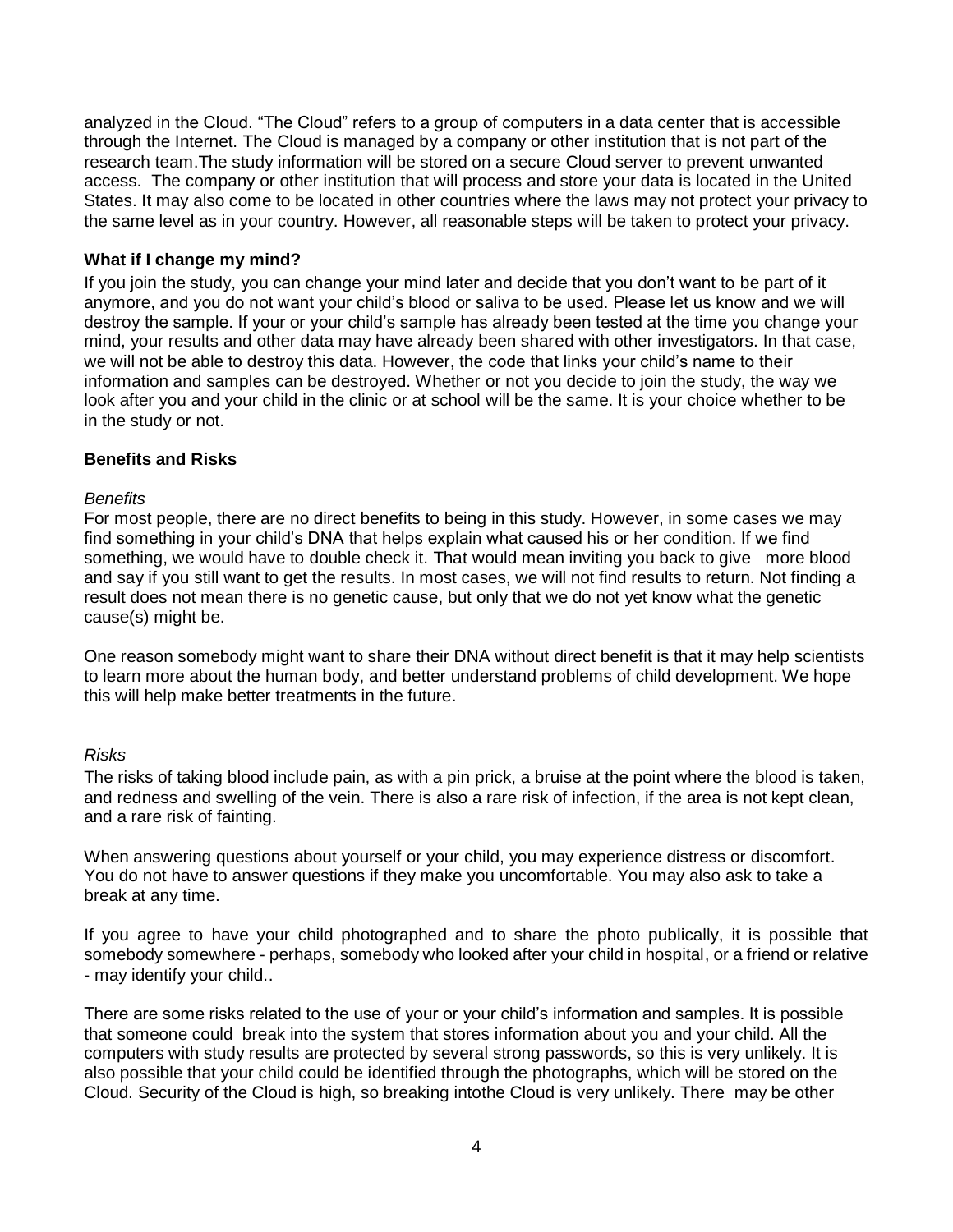analyzed in the Cloud. “The Cloud” refers to a group of computers in a data center that is accessible through the Internet. The Cloud is managed by a company or other institution that is not part of the research team.The study information will be stored on a secure Cloud server to prevent unwanted access. The company or other institution that will process and store your data is located in the United States. It may also come to be located in other countries where the laws may not protect your privacy to the same level as in your country. However, all reasonable steps will be taken to protect your privacy.

**What if I change my mind?**

If you join the study, you can change your mind later and decide that you don't want to be part of it anymore, and you do not want your child's blood or saliva to be used. Please let us know and we will destroy the sample. If your or your child's sample has already been tested at the time you change your mind, your results and other data may have already been shared with other investigators. In that case, we will not be able to destroy this data. However, the code that links your child's name to their information and samples can be destroyed. Whether or not you decide to join the study, the way we look after you and your child in the clinic or at school will be the same. It is your choice whether to be in the study or not.

**Benefits and Risks**

*Benefits*

For most people, there are no direct benefits to being in this study. However, in some cases we may find something in your child's DNA that helps explain what caused his or her condition. If we find something, we would have to double check it. That would mean inviting you back to give more blood and say if you still want to get the results. In most cases, we will not find results to return. Not finding a result does not mean there is no genetic cause, but only that we do not yet know what the genetic cause(s) might be.

One reason somebody might want to share their DNA without direct benefit is that it may help scientists to learn more about the human body, and better understand problems of child development. We hope this will help make better treatments in the future.

*Risks*

The risks of taking blood include pain, as with a pin prick, a bruise at the point where the blood is taken, and redness and swelling of the vein. There is also a rare risk of infection, if the area is not kept clean, and a rare risk of fainting.

When answering questions about yourself or your child, you may experience distress or discomfort. You do not have to answer questions if they make you uncomfortable. You may also ask to take a break at any time.

If you agree to have your child photographed and to share the photo publically, it is possible that somebody somewhere - perhaps, somebody who looked after your child in hospital, or a friend or relative - may identify your child..

There are some risks related to the use of your or your child's information and samples. It is possible that someone could break into the system that stores information about you and your child. All the computers with study results are protected by several strong passwords, so this is very unlikely. It is also possible that your child could be identified through the photographs, which will be stored on the Cloud. Security of the Cloud is high, so breaking intothe Cloud is very unlikely. There may be other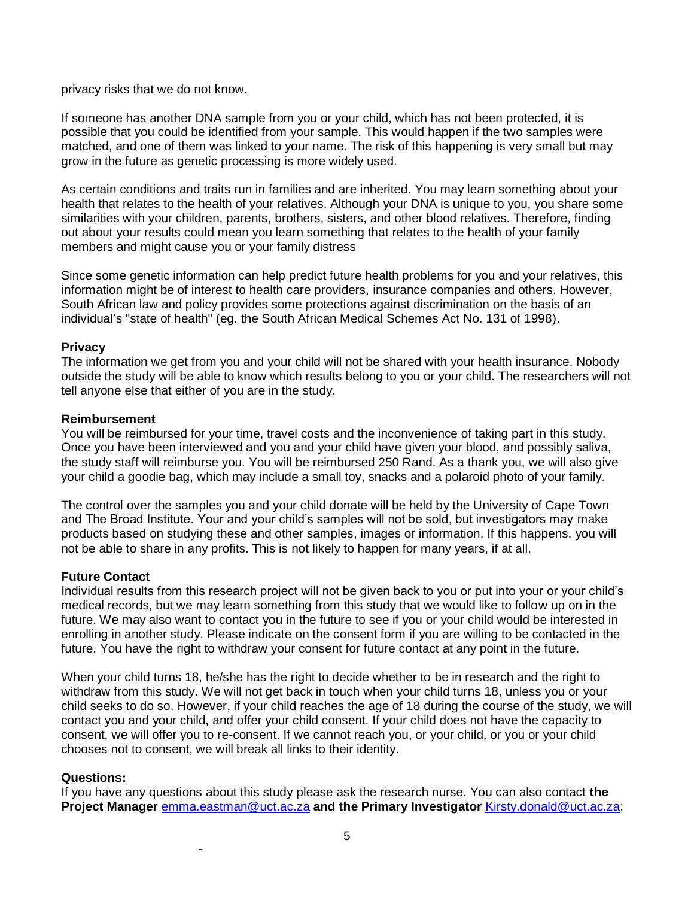privacy risks that we do not know.

If someone has another DNA sample from you or your child, which has not been protected, it is possible that you could be identified from your sample. This would happen if the two samples were matched, and one of them was linked to your name. The risk of this happening is very small but may grow in the future as genetic processing is more widely used.

As certain conditions and traits run in families and are inherited. You may learn something about your health that relates to the health of your relatives. Although your DNA is unique to you, you share some similarities with your children, parents, brothers, sisters, and other blood relatives. Therefore, finding out about your results could mean you learn something that relates to the health of your family members and might cause you or your family distress

Since some genetic information can help predict future health problems for you and your relatives, this information might be of interest to health care providers, insurance companies and others. However, South African law and policy provides some protections against discrimination on the basis of an individual's "state of health" (eg. the South African Medical Schemes Act No. 131 of 1998).

**Privacy**

The information we get from you and your child will not be shared with your health insurance. Nobody outside the study will be able to know which results belong to you or your child. The researchers will not tell anyone else that either of you are in the study.

**Reimbursement**

You will be reimbursed for your time, travel costs and the inconvenience of taking part in this study. Once you have been interviewed and you and your child have given your blood, and possibly saliva, the study staff will reimburse you. You will be reimbursed 250 Rand. As a thank you, we will also give your child a goodie bag, which may include a small toy, snacks and a polaroid photo of your family.

The control over the samples you and your child donate will be held by the University of Cape Town and The Broad Institute. Your and your child's samples will not be sold, but investigators may make products based on studying these and other samples, images or information. If this happens, you will not be able to share in any profits. This is not likely to happen for many years, if at all.

**Future Contact**

Individual results from this research project will not be given back to you or put into your or your child's medical records, but we may learn something from this study that we would like to follow up on in the future. We may also want to contact you in the future to see if you or your child would be interested in enrolling in another study. Please indicate on the consent form if you are willing to be contacted in the future. You have the right to withdraw your consent for future contact at any point in the future.

When your child turns 18, he/she has the right to decide whether to be in research and the right to withdraw from this study. We will not get back in touch when your child turns 18, unless you or your child seeks to do so. However, if your child reaches the age of 18 during the course of the study, we will contact you and your child, and offer your child consent. If your child does not have the capacity to consent, we will offer you to re-consent. If we cannot reach you, or your child, or you or your child chooses not to consent, we will break all links to their identity.

**Questions:**

If you have any questions about this study please ask the research nurse. You can also contact **the Project Manager** emma.eastman@uct.ac.za **and the Primary Investigator** Kirsty.donald@uct.ac.za;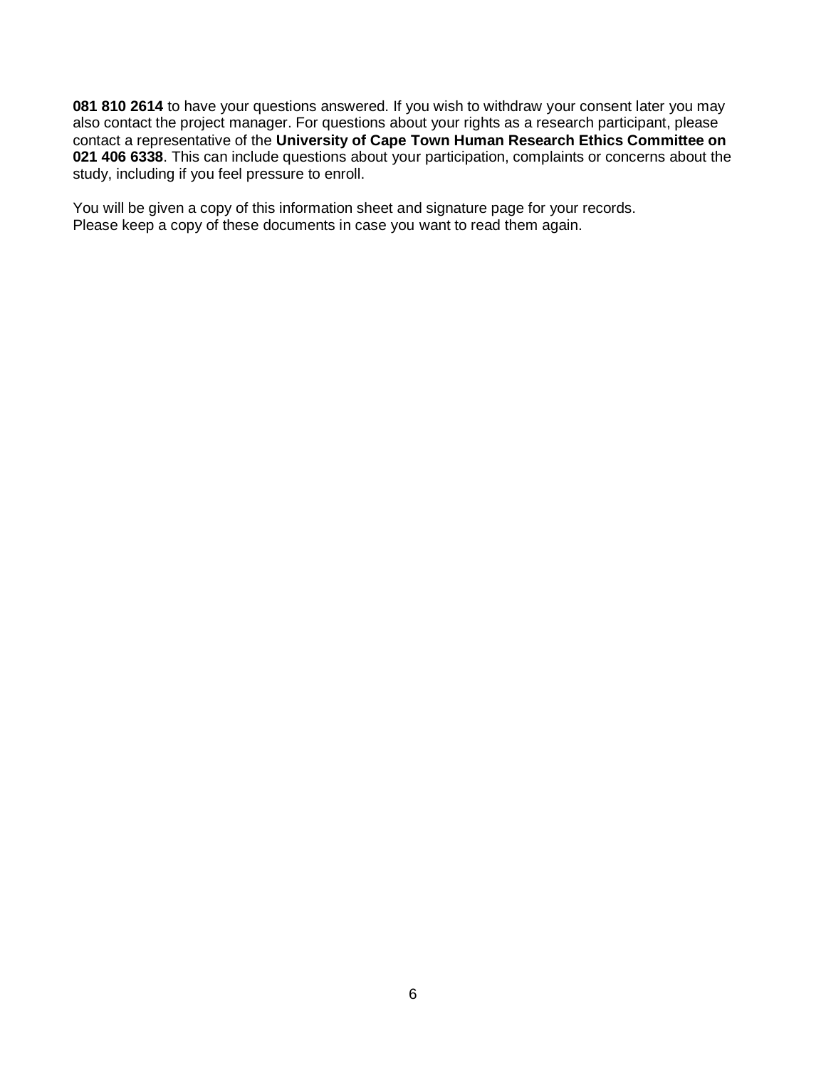**081 810 2614** to have your questions answered. If you wish to withdraw your consent later you may also contact the project manager. For questions about your rights as a research participant, please contact a representative of the **University of Cape Town Human Research Ethics Committee on 021 406 6338**. This can include questions about your participation, complaints or concerns about the study, including if you feel pressure to enroll.

You will be given a copy of this information sheet and signature page for your records.
Please keep a copy of these documents in case you want to read them again.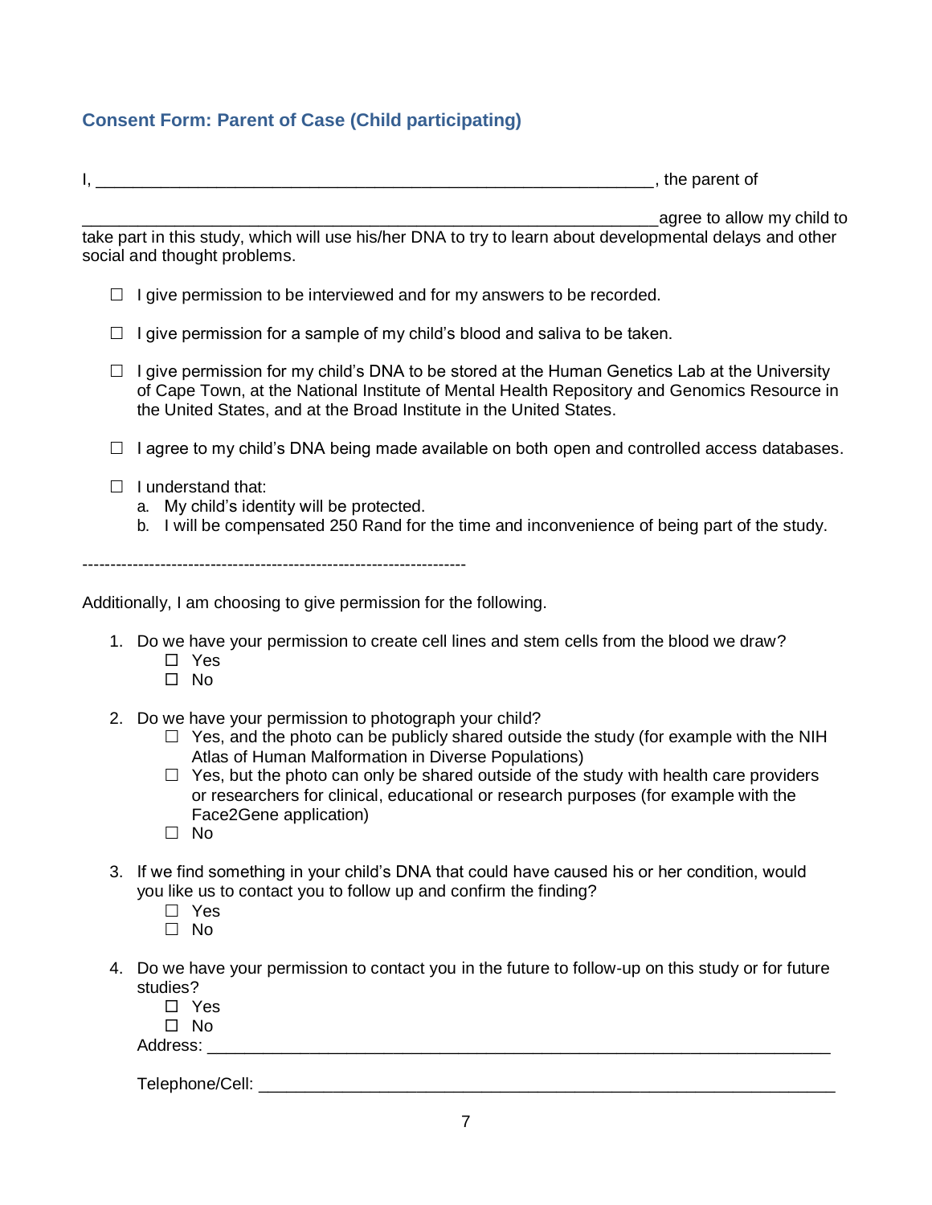## Consent Form: Parent of Case (Child participating)

I, ____________________________________________________________, the parent of

_________________________________________________________________agree to allow my child to take part in this study, which will use his/her DNA to try to learn about developmental delays and other social and thought problems.

- ☐ I give permission to be interviewed and for my answers to be recorded.
- ☐ I give permission for a sample of my child's blood and saliva to be taken.
- ☐ I give permission for my child's DNA to be stored at the Human Genetics Lab at the University of Cape Town, at the National Institute of Mental Health Repository and Genomics Resource in the United States, and at the Broad Institute in the United States.
- ☐ I agree to my child's DNA being made available on both open and controlled access databases.
- ☐ I understand that:
  - a. My child's identity will be protected.
  - b. I will be compensated 250 Rand for the time and inconvenience of being part of the study.

---------------------------------------------------------------------

Additionally, I am choosing to give permission for the following.

1. Do we have your permission to create cell lines and stem cells from the blood we draw?
   - ☐ Yes
   - ☐ No

2. Do we have your permission to photograph your child?
   - ☐ Yes, and the photo can be publicly shared outside the study (for example with the NIH Atlas of Human Malformation in Diverse Populations)
   - ☐ Yes, but the photo can only be shared outside of the study with health care providers or researchers for clinical, educational or research purposes (for example with the Face2Gene application)
   - ☐ No

3. If we find something in your child's DNA that could have caused his or her condition, would you like us to contact you to follow up and confirm the finding?
   - ☐ Yes
   - ☐ No

4. Do we have your permission to contact you in the future to follow-up on this study or for future studies?
   - ☐ Yes
   - ☐ No

   Address: ____________________________________________________________

   Telephone/Cell: ________________________________________________________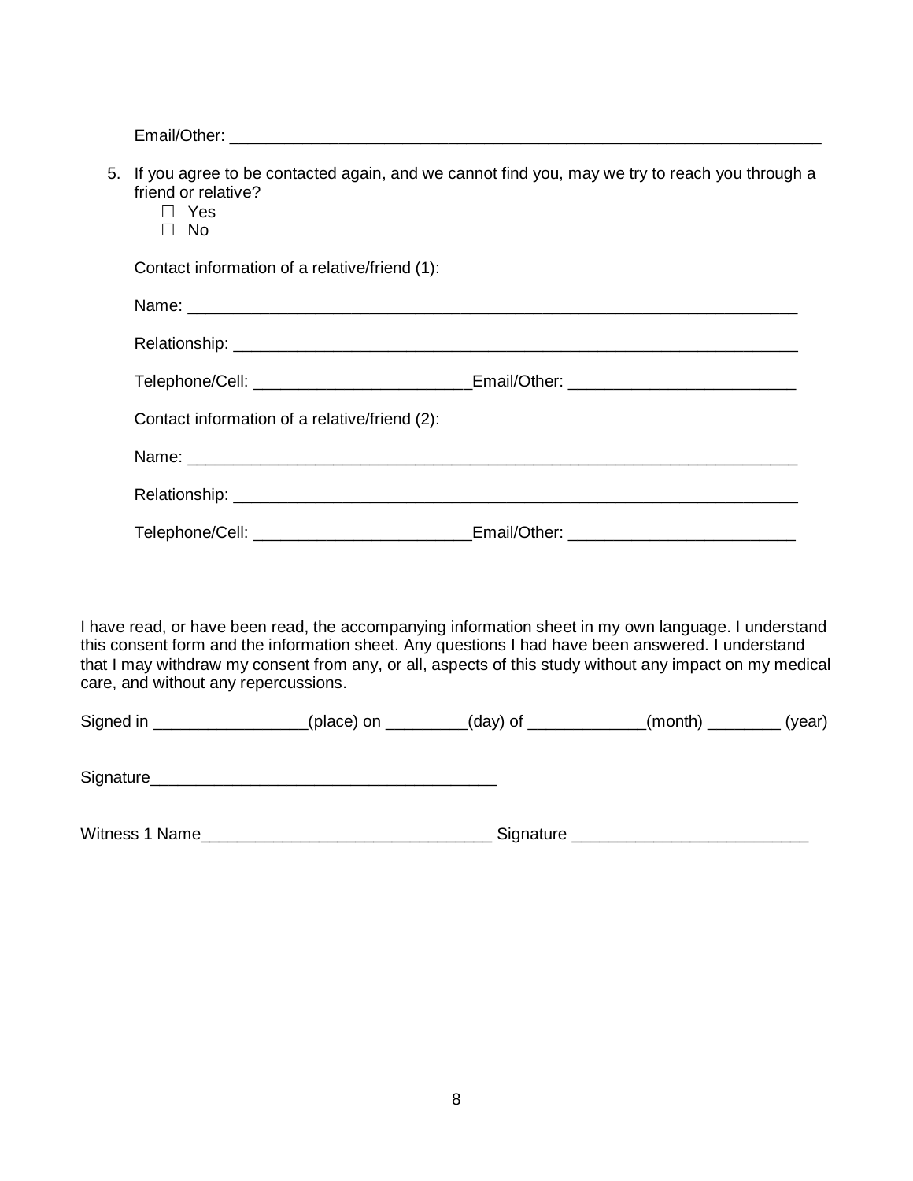Email/Other: ___________________________________________________________________

5. If you agree to be contacted again, and we cannot find you, may we try to reach you through a friend or relative?
   ☐ Yes
   ☐ No

   Contact information of a relative/friend (1):

   Name: ___________________________________________________________________

   Relationship: _____________________________________________________________

   Telephone/Cell: _______________________Email/Other: ________________________

   Contact information of a relative/friend (2):

   Name: ___________________________________________________________________

   Relationship: _____________________________________________________________

   Telephone/Cell: _______________________Email/Other: ________________________

I have read, or have been read, the accompanying information sheet in my own language. I understand this consent form and the information sheet. Any questions I had have been answered. I understand that I may withdraw my consent from any, or all, aspects of this study without any impact on my medical care, and without any repercussions.

Signed in ________________(place) on _________(day) of _____________(month) ________ (year)

Signature______________________________________

Witness 1 Name_______________________________ Signature _________________________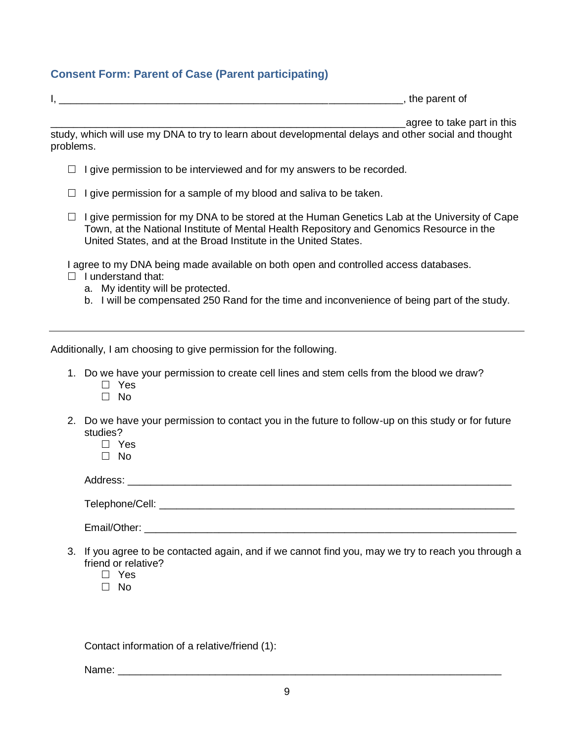### Consent Form: Parent of Case (Parent participating)

I, _______________________________________________________________, the parent of

_________________________________________________________________agree to take part in this study, which will use my DNA to try to learn about developmental delays and other social and thought problems.

- ☐ I give permission to be interviewed and for my answers to be recorded.
- ☐ I give permission for a sample of my blood and saliva to be taken.
- ☐ I give permission for my DNA to be stored at the Human Genetics Lab at the University of Cape Town, at the National Institute of Mental Health Repository and Genomics Resource in the United States, and at the Broad Institute in the United States.

I agree to my DNA being made available on both open and controlled access databases.

☐ I understand that:

a. My identity will be protected.
b. I will be compensated 250 Rand for the time and inconvenience of being part of the study.

---

Additionally, I am choosing to give permission for the following.

1. Do we have your permission to create cell lines and stem cells from the blood we draw?
   - ☐ Yes
   - ☐ No
2. Do we have your permission to contact you in the future to follow-up on this study or for future studies?
   - ☐ Yes
   - ☐ No

   Address: _______________________________________________________________

   Telephone/Cell: _________________________________________________________

   Email/Other: ____________________________________________________________
3. If you agree to be contacted again, and if we cannot find you, may we try to reach you through a friend or relative?
   - ☐ Yes
   - ☐ No

   Contact information of a relative/friend (1):

   Name: _________________________________________________________________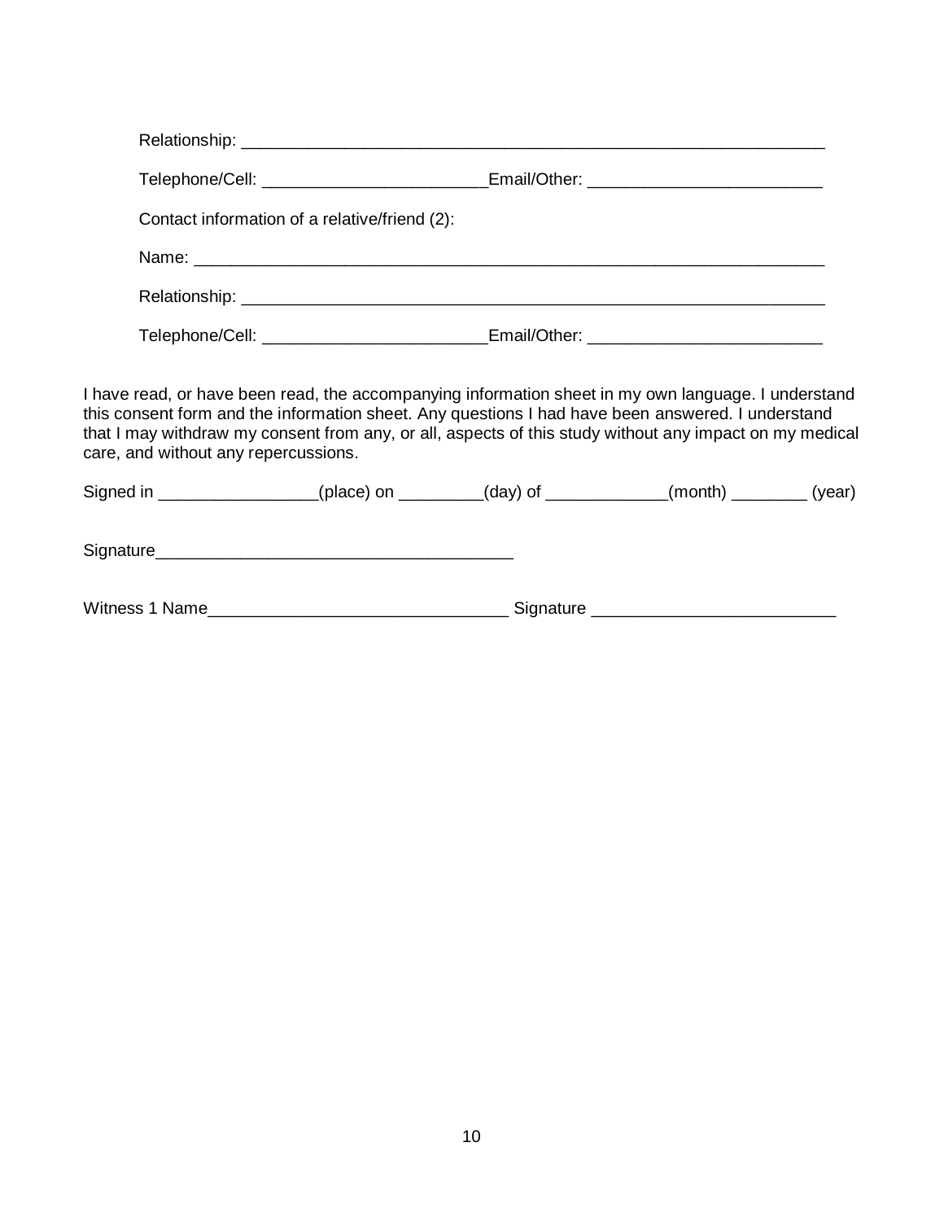Relationship: ____________________________________________________________

Telephone/Cell: _______________________Email/Other: _______________________

Contact information of a relative/friend (2):

Name: _________________________________________________________________

Relationship: ____________________________________________________________

Telephone/Cell: _______________________Email/Other: _______________________

I have read, or have been read, the accompanying information sheet in my own language. I understand this consent form and the information sheet. Any questions I had have been answered. I understand that I may withdraw my consent from any, or all, aspects of this study without any impact on my medical care, and without any repercussions.

Signed in ________________(place) on _________(day) of _____________(month) ________ (year)

Signature________________________________________

Witness 1 Name_______________________________ Signature _________________________